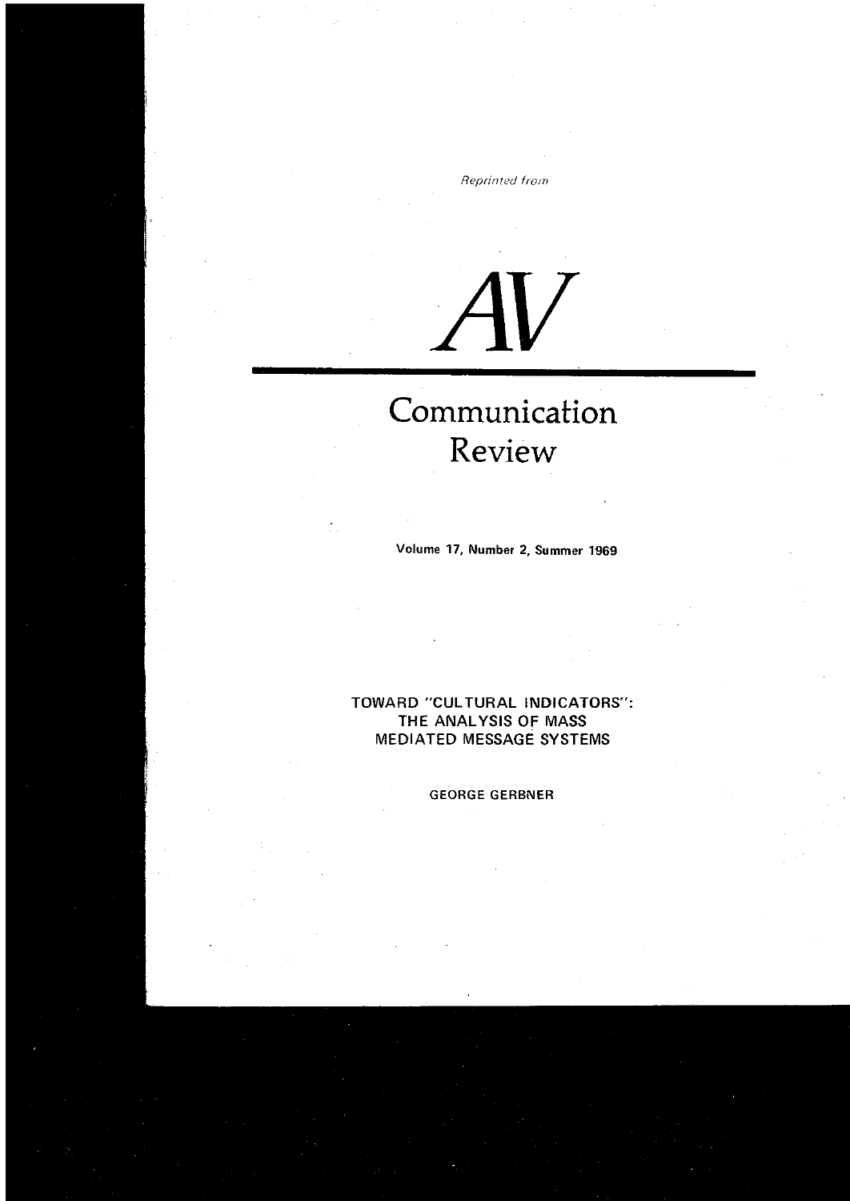*Reprinted from*

# AV

# Communication Review

**Volume 17, Number 2, Summer 1969**

## TOWARD "CULTURAL INDICATORS": THE ANALYSIS OF MASS MEDIATED MESSAGE SYSTEMS

GEORGE GERBNER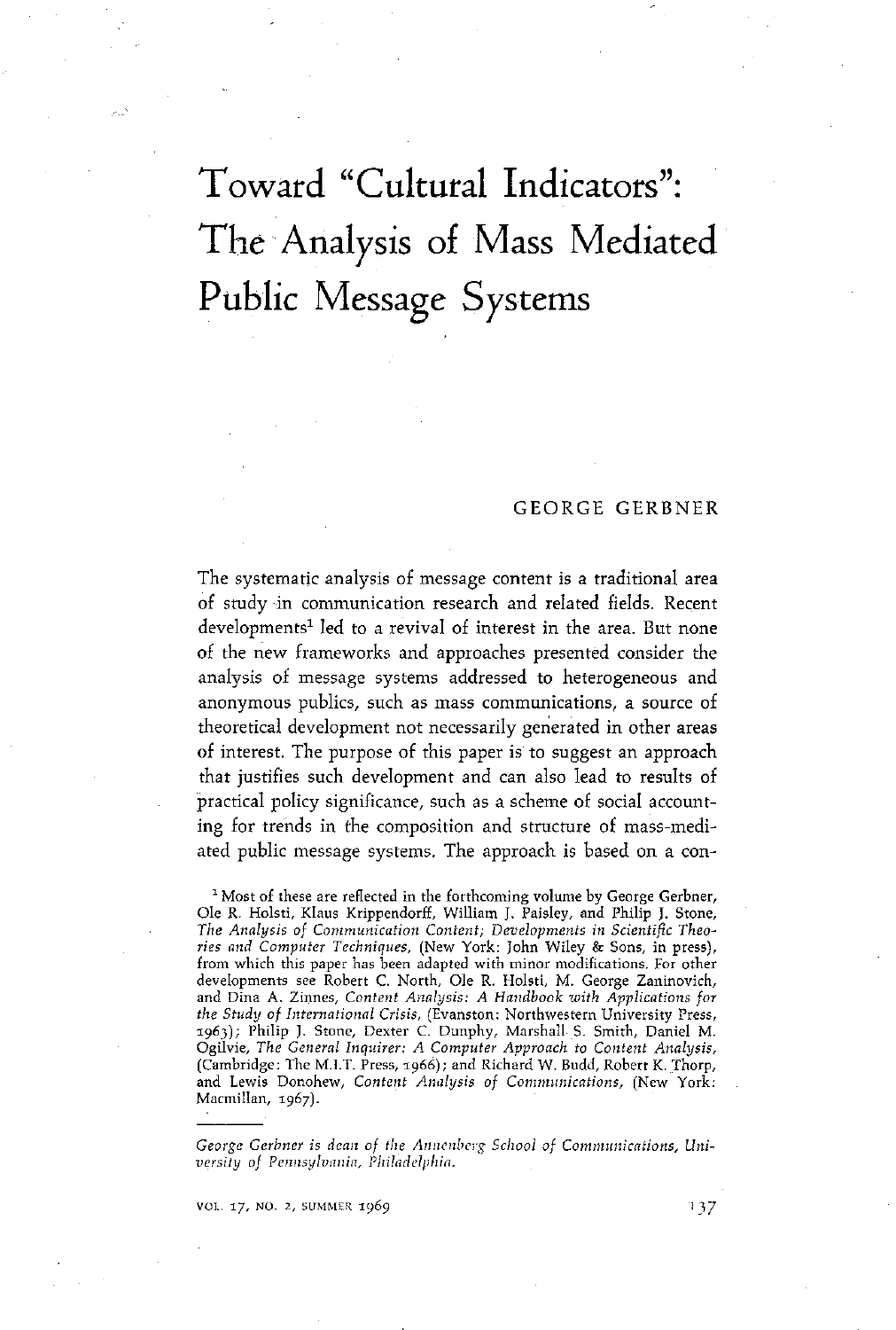# Toward "Cultural Indicators": The Analysis of Mass Mediated Public Message Systems

GEORGE GERBNER

The systematic analysis of message content is a traditional area of study in communication research and related fields. Recent developments[1] led to a revival of interest in the area. But none of the new frameworks and approaches presented consider the analysis of message systems addressed to heterogeneous and anonymous publics, such as mass communications, a source of theoretical development not necessarily generated in other areas of interest. The purpose of this paper is to suggest an approach that justifies such development and can also lead to results of practical policy significance, such as a scheme of social accounting for trends in the composition and structure of mass-mediated public message systems. The approach is based on a con-

[1] Most of these are reflected in the forthcoming volume by George Gerbner, Ole R. Holsti, Klaus Krippendorff, William J. Paisley, and Philip J. Stone, *The Analysis of Communication Content; Developments in Scientific Theories and Computer Techniques,* (New York: John Wiley & Sons, in press), from which this paper has been adapted with minor modifications. For other developments see Robert C. North, Ole R. Holsti, M. George Zaninovich, and Dina A. Zinnes, *Content Analysis: A Handbook with Applications for the Study of International Crisis,* (Evanston: Northwestern University Press, 1963); Philip J. Stone, Dexter C. Dunphy, Marshall S. Smith, Daniel M. Ogilvie, *The General Inquirer: A Computer Approach to Content Analysis,* (Cambridge: The M.I.T. Press, 1966); and Richard W. Budd, Robert K. Thorp, and Lewis Donohew, *Content Analysis of Communications,* (New York: Macmillan, 1967).

*George Gerbner is dean of the Annenberg School of Communications, University of Pennsylvania, Philadelphia.*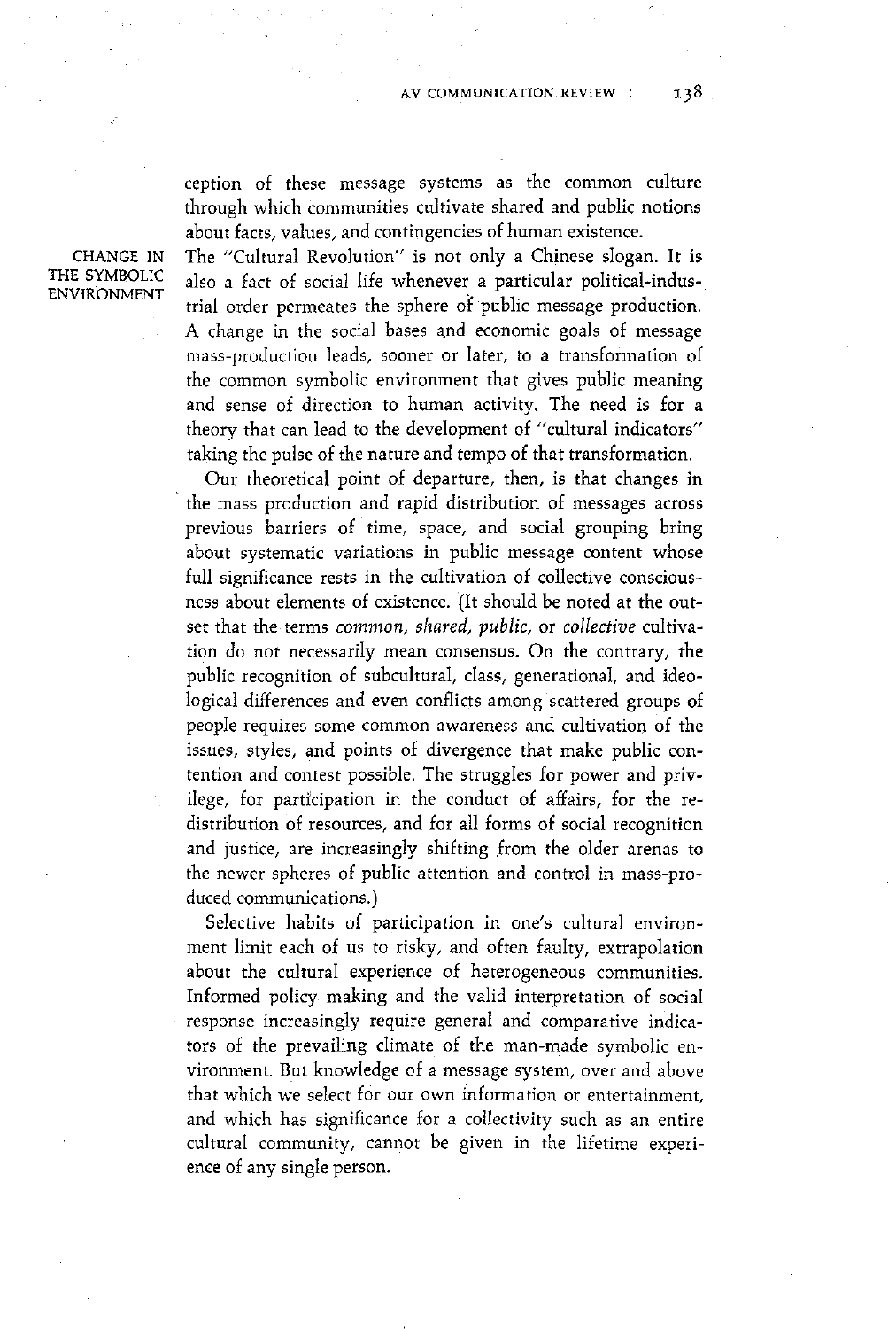ception of these message systems as the common culture through which communities cultivate shared and public notions about facts, values, and contingencies of human existence.

## CHANGE IN THE SYMBOLIC ENVIRONMENT

The "Cultural Revolution" is not only a Chinese slogan. It is also a fact of social life whenever a particular political-industrial order permeates the sphere of public message production. A change in the social bases and economic goals of message mass-production leads, sooner or later, to a transformation of the common symbolic environment that gives public meaning and sense of direction to human activity. The need is for a theory that can lead to the development of "cultural indicators" taking the pulse of the nature and tempo of that transformation.

Our theoretical point of departure, then, is that changes in the mass production and rapid distribution of messages across previous barriers of time, space, and social grouping bring about systematic variations in public message content whose full significance rests in the cultivation of collective consciousness about elements of existence. (It should be noted at the outset that the terms *common, shared, public,* or *collective* cultivation do not necessarily mean consensus. On the contrary, the public recognition of subcultural, class, generational, and ideological differences and even conflicts among scattered groups of people requires some common awareness and cultivation of the issues, styles, and points of divergence that make public contention and contest possible. The struggles for power and privilege, for participation in the conduct of affairs, for the redistribution of resources, and for all forms of social recognition and justice, are increasingly shifting from the older arenas to the newer spheres of public attention and control in mass-produced communications.)

Selective habits of participation in one's cultural environment limit each of us to risky, and often faulty, extrapolation about the cultural experience of heterogeneous communities. Informed policy making and the valid interpretation of social response increasingly require general and comparative indicators of the prevailing climate of the man-made symbolic environment. But knowledge of a message system, over and above that which we select for our own information or entertainment, and which has significance for a collectivity such as an entire cultural community, cannot be given in the lifetime experience of any single person.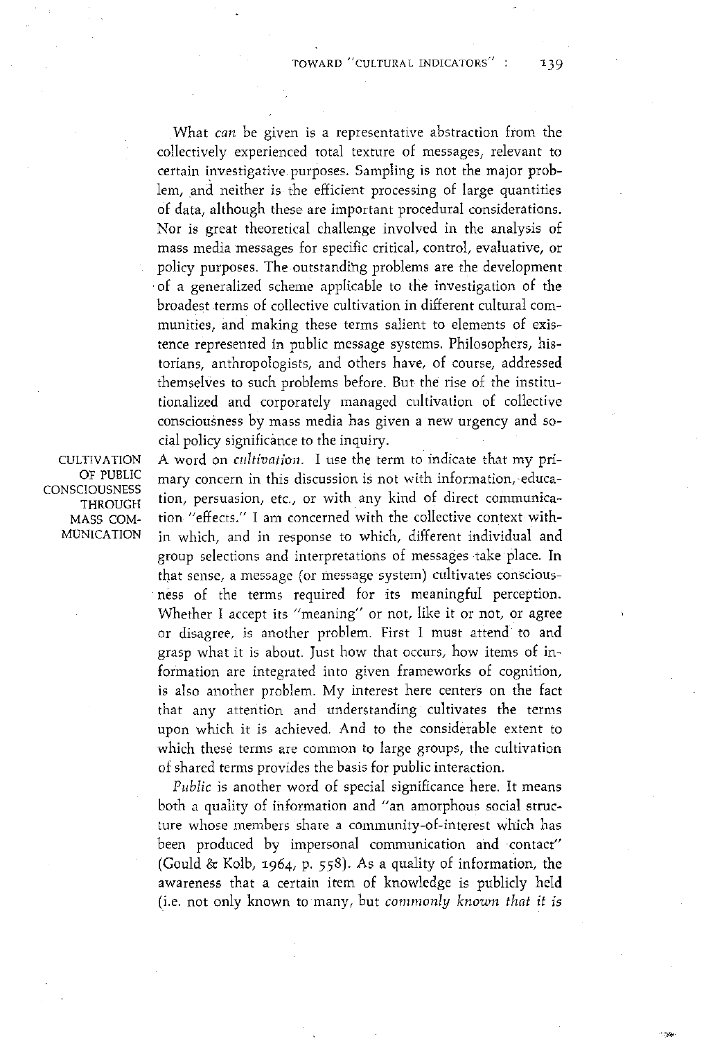What *can* be given is a representative abstraction from the collectively experienced total texture of messages, relevant to certain investigative purposes. Sampling is not the major problem, and neither is the efficient processing of large quantities of data, although these are important procedural considerations. Nor is great theoretical challenge involved in the analysis of mass media messages for specific critical, control, evaluative, or policy purposes. The outstanding problems are the development of a generalized scheme applicable to the investigation of the broadest terms of collective cultivation in different cultural communities, and making these terms salient to elements of existence represented in public message systems. Philosophers, historians, anthropologists, and others have, of course, addressed themselves to such problems before. But the rise of the institutionalized and corporately managed cultivation of collective consciousness by mass media has given a new urgency and social policy significance to the inquiry.

CULTIVATION OF PUBLIC CONSCIOUSNESS THROUGH MASS COMMUNICATION

A word on *cultivation.* I use the term to indicate that my primary concern in this discussion is not with information, education, persuasion, etc., or with any kind of direct communication "effects." I am concerned with the collective context within which, and in response to which, different individual and group selections and interpretations of messages take place. In that sense, a message (or message system) cultivates consciousness of the terms required for its meaningful perception. Whether I accept its "meaning" or not, like it or not, or agree or disagree, is another problem. First I must attend to and grasp what it is about. Just how that occurs, how items of information are integrated into given frameworks of cognition, is also another problem. My interest here centers on the fact that any attention and understanding cultivates the terms upon which it is achieved. And to the considerable extent to which these terms are common to large groups, the cultivation of shared terms provides the basis for public interaction.

*Public* is another word of special significance here. It means both a quality of information and "an amorphous social structure whose members share a community-of-interest which has been produced by impersonal communication and contact" (Gould & Kolb, 1964, p. 558). As a quality of information, the awareness that a certain item of knowledge is publicly held (i.e. not only known to many, but *commonly known that it is*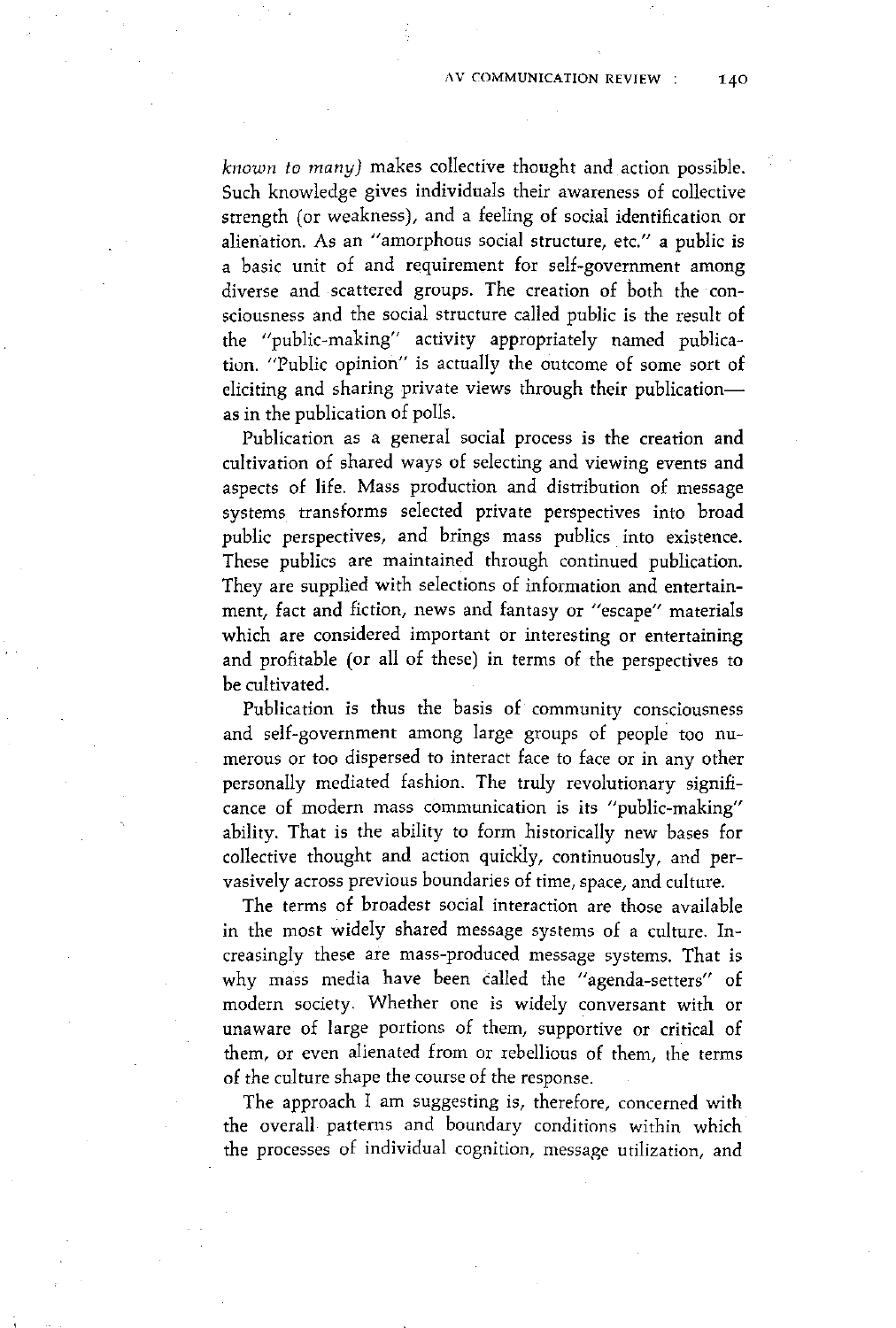*known to many)* makes collective thought and action possible. Such knowledge gives individuals their awareness of collective strength (or weakness), and a feeling of social identification or alienation. As an "amorphous social structure, etc." a public is a basic unit of and requirement for self-government among diverse and scattered groups. The creation of both the consciousness and the social structure called public is the result of the "public-making" activity appropriately named publication. "Public opinion" is actually the outcome of some sort of eliciting and sharing private views through their publication—as in the publication of polls.

Publication as a general social process is the creation and cultivation of shared ways of selecting and viewing events and aspects of life. Mass production and distribution of message systems transforms selected private perspectives into broad public perspectives, and brings mass publics into existence. These publics are maintained through continued publication. They are supplied with selections of information and entertainment, fact and fiction, news and fantasy or "escape" materials which are considered important or interesting or entertaining and profitable (or all of these) in terms of the perspectives to be cultivated.

Publication is thus the basis of community consciousness and self-government among large groups of people too numerous or too dispersed to interact face to face or in any other personally mediated fashion. The truly revolutionary significance of modern mass communication is its "public-making" ability. That is the ability to form historically new bases for collective thought and action quickly, continuously, and pervasively across previous boundaries of time, space, and culture.

The terms of broadest social interaction are those available in the most widely shared message systems of a culture. Increasingly these are mass-produced message systems. That is why mass media have been called the "agenda-setters" of modern society. Whether one is widely conversant with or unaware of large portions of them, supportive or critical of them, or even alienated from or rebellious of them, the terms of the culture shape the course of the response.

The approach I am suggesting is, therefore, concerned with the overall patterns and boundary conditions within which the processes of individual cognition, message utilization, and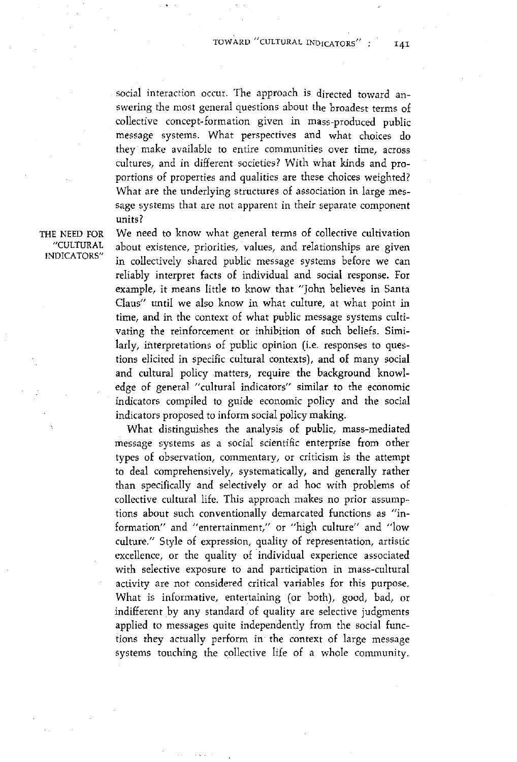social interaction occur. The approach is directed toward answering the most general questions about the broadest terms of collective concept-formation given in mass-produced public message systems. What perspectives and what choices do they make available to entire communities over time, across cultures, and in different societies? With what kinds and proportions of properties and qualities are these choices weighted? What are the underlying structures of association in large message systems that are not apparent in their separate component units?

## THE NEED FOR "CULTURAL INDICATORS"

We need to know what general terms of collective cultivation about existence, priorities, values, and relationships are given in collectively shared public message systems before we can reliably interpret facts of individual and social response. For example, it means little to know that "John believes in Santa Claus" until we also know in what culture, at what point in time, and in the context of what public message systems cultivating the reinforcement or inhibition of such beliefs. Similarly, interpretations of public opinion (i.e. responses to questions elicited in specific cultural contexts), and of many social and cultural policy matters, require the background knowledge of general "cultural indicators" similar to the economic indicators compiled to guide economic policy and the social indicators proposed to inform social policy making.

What distinguishes the analysis of public, mass-mediated message systems as a social scientific enterprise from other types of observation, commentary, or criticism is the attempt to deal comprehensively, systematically, and generally rather than specifically and selectively or ad hoc with problems of collective cultural life. This approach makes no prior assumptions about such conventionally demarcated functions as "information" and "entertainment," or "high culture" and "low culture." Style of expression, quality of representation, artistic excellence, or the quality of individual experience associated with selective exposure to and participation in mass-cultural activity are not considered critical variables for this purpose. What is informative, entertaining (or both), good, bad, or indifferent by any standard of quality are selective judgments applied to messages quite independently from the social functions they actually perform in the context of large message systems touching the collective life of a whole community.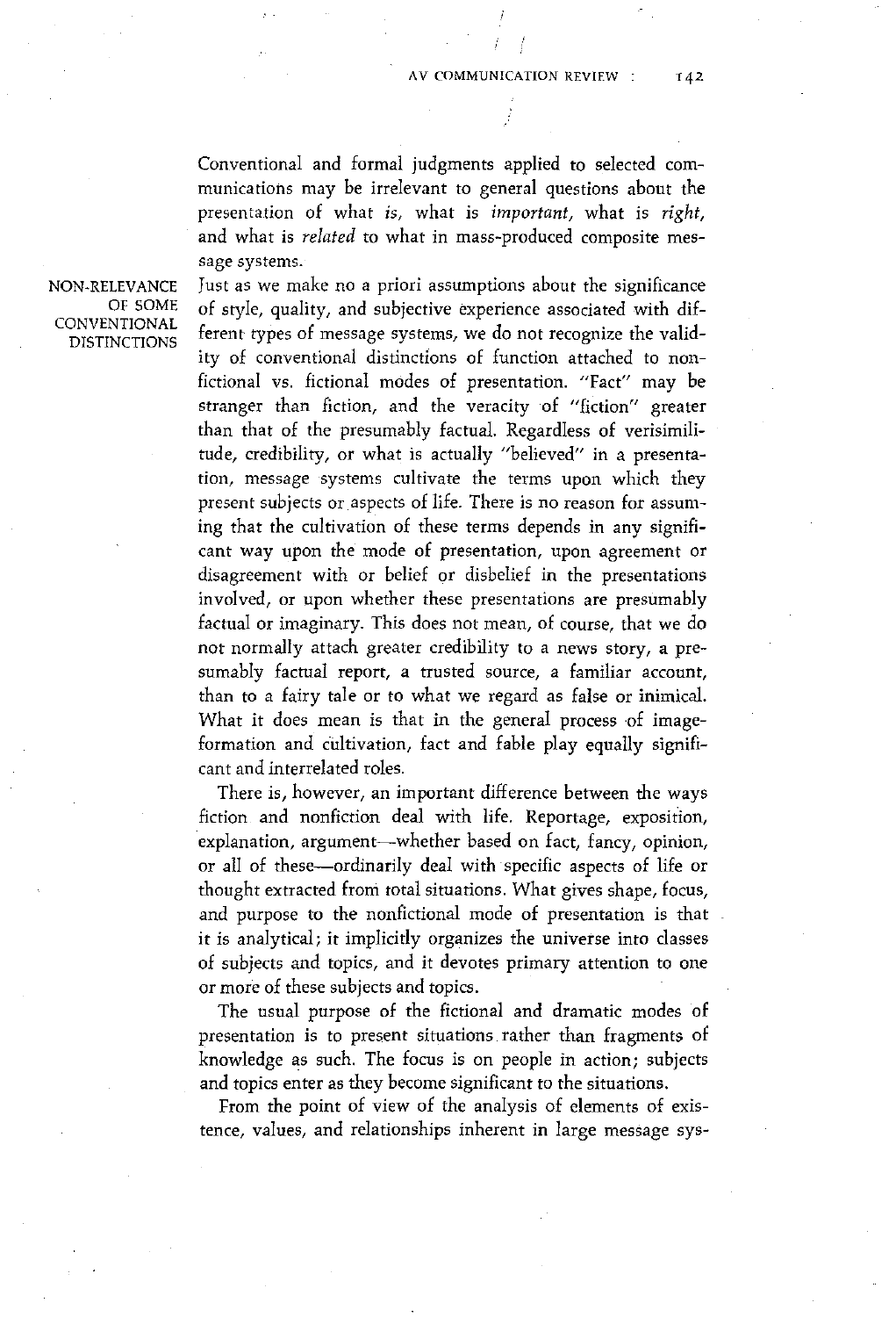Conventional and formal judgments applied to selected communications may be irrelevant to general questions about the presentation of what *is*, what is *important*, what is *right*, and what is *related* to what in mass-produced composite message systems.

**NON-RELEVANCE OF SOME CONVENTIONAL DISTINCTIONS**

Just as we make no a priori assumptions about the significance of style, quality, and subjective experience associated with different types of message systems, we do not recognize the validity of conventional distinctions of function attached to nonfictional vs. fictional modes of presentation. "Fact" may be stranger than fiction, and the veracity of "fiction" greater than that of the presumably factual. Regardless of verisimilitude, credibility, or what is actually "believed" in a presentation, message systems cultivate the terms upon which they present subjects or aspects of life. There is no reason for assuming that the cultivation of these terms depends in any significant way upon the mode of presentation, upon agreement or disagreement with or belief or disbelief in the presentations involved, or upon whether these presentations are presumably factual or imaginary. This does not mean, of course, that we do not normally attach greater credibility to a news story, a presumably factual report, a trusted source, a familiar account, than to a fairy tale or to what we regard as false or inimical. What it does mean is that in the general process of image-formation and cultivation, fact and fable play equally significant and interrelated roles.

There is, however, an important difference between the ways fiction and nonfiction deal with life. Reportage, exposition, explanation, argument—whether based on fact, fancy, opinion, or all of these—ordinarily deal with specific aspects of life or thought extracted from total situations. What gives shape, focus, and purpose to the nonfictional mode of presentation is that it is analytical; it implicitly organizes the universe into classes of subjects and topics, and it devotes primary attention to one or more of these subjects and topics.

The usual purpose of the fictional and dramatic modes of presentation is to present situations rather than fragments of knowledge as such. The focus is on people in action; subjects and topics enter as they become significant to the situations.

From the point of view of the analysis of elements of existence, values, and relationships inherent in large message sys-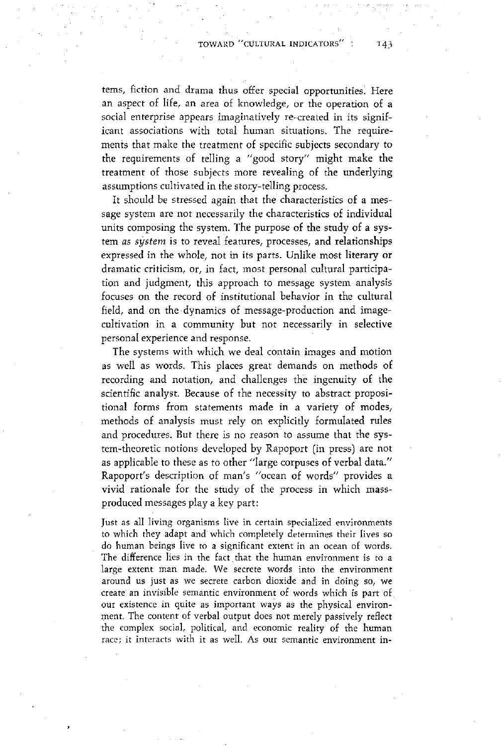tems, fiction and drama thus offer special opportunities. Here an aspect of life, an area of knowledge, or the operation of a social enterprise appears imaginatively re-created in its significant associations with total human situations. The requirements that make the treatment of specific subjects secondary to the requirements of telling a "good story" might make the treatment of those subjects more revealing of the underlying assumptions cultivated in the story-telling process.

It should be stressed again that the characteristics of a message system are not necessarily the characteristics of individual units composing the system. The purpose of the study of a system *as system* is to reveal features, processes, and relationships expressed in the whole, not in its parts. Unlike most literary or dramatic criticism, or, in fact, most personal cultural participation and judgment, this approach to message system analysis focuses on the record of institutional behavior in the cultural field, and on the dynamics of message-production and image-cultivation in a community but not necessarily in selective personal experience and response.

The systems with which we deal contain images and motion as well as words. This places great demands on methods of recording and notation, and challenges the ingenuity of the scientific analyst. Because of the necessity to abstract propositional forms from statements made in a variety of modes, methods of analysis must rely on explicitly formulated rules and procedures. But there is no reason to assume that the system-theoretic notions developed by Rapoport (in press) are not as applicable to these as to other "large corpuses of verbal data." Rapoport's description of man's "ocean of words" provides a vivid rationale for the study of the process in which mass-produced messages play a key part:

> Just as all living organisms live in certain specialized environments to which they adapt and which completely determines their lives so do human beings live to a significant extent in an ocean of words. The difference lies in the fact that the human environment is to a large extent man made. We secrete words into the environment around us just as we secrete carbon dioxide and in doing so, we create an invisible semantic environment of words which is part of our existence in quite as important ways as the physical environment. The content of verbal output does not merely passively reflect the complex social, political, and economic reality of the human race; it interacts with it as well. As our semantic environment in-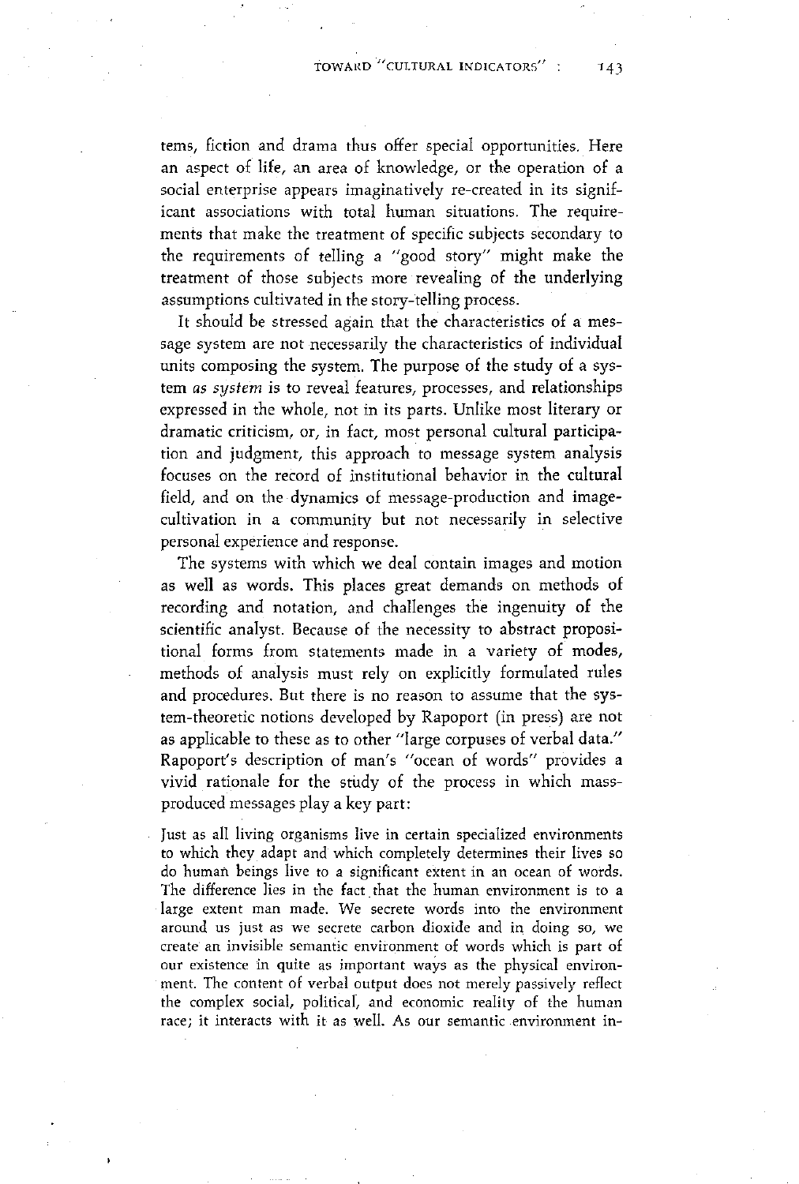tems, fiction and drama thus offer special opportunities. Here an aspect of life, an area of knowledge, or the operation of a social enterprise appears imaginatively re-created in its significant associations with total human situations. The requirements that make the treatment of specific subjects secondary to the requirements of telling a "good story" might make the treatment of those subjects more revealing of the underlying assumptions cultivated in the story-telling process.

It should be stressed again that the characteristics of a message system are not necessarily the characteristics of individual units composing the system. The purpose of the study of a system *as system* is to reveal features, processes, and relationships expressed in the whole, not in its parts. Unlike most literary or dramatic criticism, or, in fact, most personal cultural participation and judgment, this approach to message system analysis focuses on the record of institutional behavior in the cultural field, and on the dynamics of message-production and image-cultivation in a community but not necessarily in selective personal experience and response.

The systems with which we deal contain images and motion as well as words. This places great demands on methods of recording and notation, and challenges the ingenuity of the scientific analyst. Because of the necessity to abstract propositional forms from statements made in a variety of modes, methods of analysis must rely on explicitly formulated rules and procedures. But there is no reason to assume that the system-theoretic notions developed by Rapoport (in press) are not as applicable to these as to other "large corpuses of verbal data." Rapoport's description of man's "ocean of words" provides a vivid rationale for the study of the process in which mass-produced messages play a key part:

> Just as all living organisms live in certain specialized environments to which they adapt and which completely determines their lives so do human beings live to a significant extent in an ocean of words. The difference lies in the fact that the human environment is to a large extent man made. We secrete words into the environment around us just as we secrete carbon dioxide and in doing so, we create an invisible semantic environment of words which is part of our existence in quite as important ways as the physical environment. The content of verbal output does not merely passively reflect the complex social, political, and economic reality of the human race; it interacts with it as well. As our semantic environment in-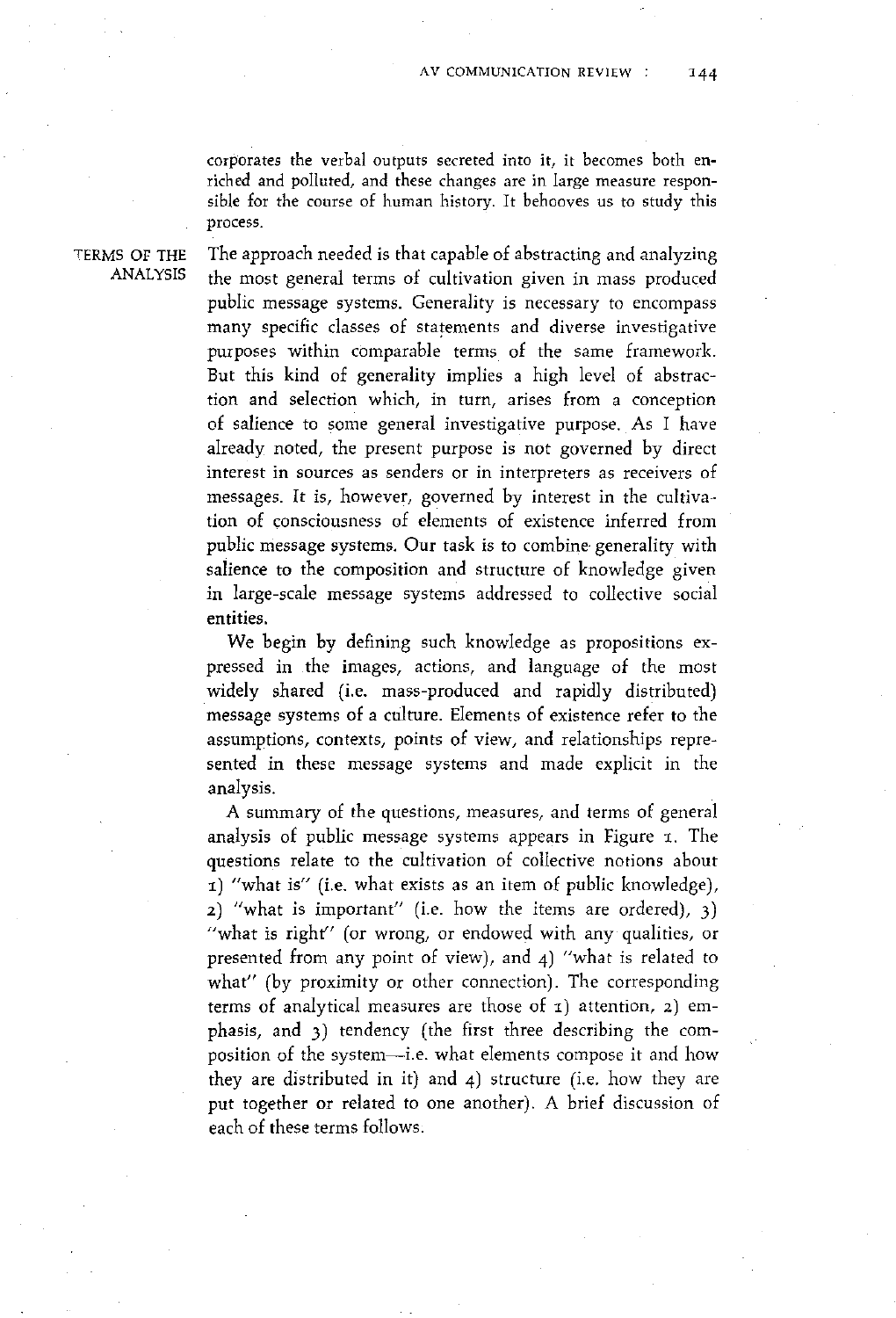corporates the verbal outputs secreted into it, it becomes both enriched and polluted, and these changes are in large measure responsible for the course of human history. It behooves us to study this process.

## TERMS OF THE ANALYSIS

The approach needed is that capable of abstracting and analyzing the most general terms of cultivation given in mass produced public message systems. Generality is necessary to encompass many specific classes of statements and diverse investigative purposes within comparable terms of the same framework. But this kind of generality implies a high level of abstraction and selection which, in turn, arises from a conception of salience to some general investigative purpose. As I have already noted, the present purpose is not governed by direct interest in sources as senders or in interpreters as receivers of messages. It is, however, governed by interest in the cultivation of consciousness of elements of existence inferred from public message systems. Our task is to combine generality with salience to the composition and structure of knowledge given in large-scale message systems addressed to collective social entities.

We begin by defining such knowledge as propositions expressed in the images, actions, and language of the most widely shared (i.e. mass-produced and rapidly distributed) message systems of a culture. Elements of existence refer to the assumptions, contexts, points of view, and relationships represented in these message systems and made explicit in the analysis.

A summary of the questions, measures, and terms of general analysis of public message systems appears in Figure 1. The questions relate to the cultivation of collective notions about 1) "what is" (i.e. what exists as an item of public knowledge), 2) "what is important" (i.e. how the items are ordered), 3) "what is right" (or wrong, or endowed with any qualities, or presented from any point of view), and 4) "what is related to what" (by proximity or other connection). The corresponding terms of analytical measures are those of 1) attention, 2) emphasis, and 3) tendency (the first three describing the composition of the system—i.e. what elements compose it and how they are distributed in it) and 4) structure (i.e. how they are put together or related to one another). A brief discussion of each of these terms follows.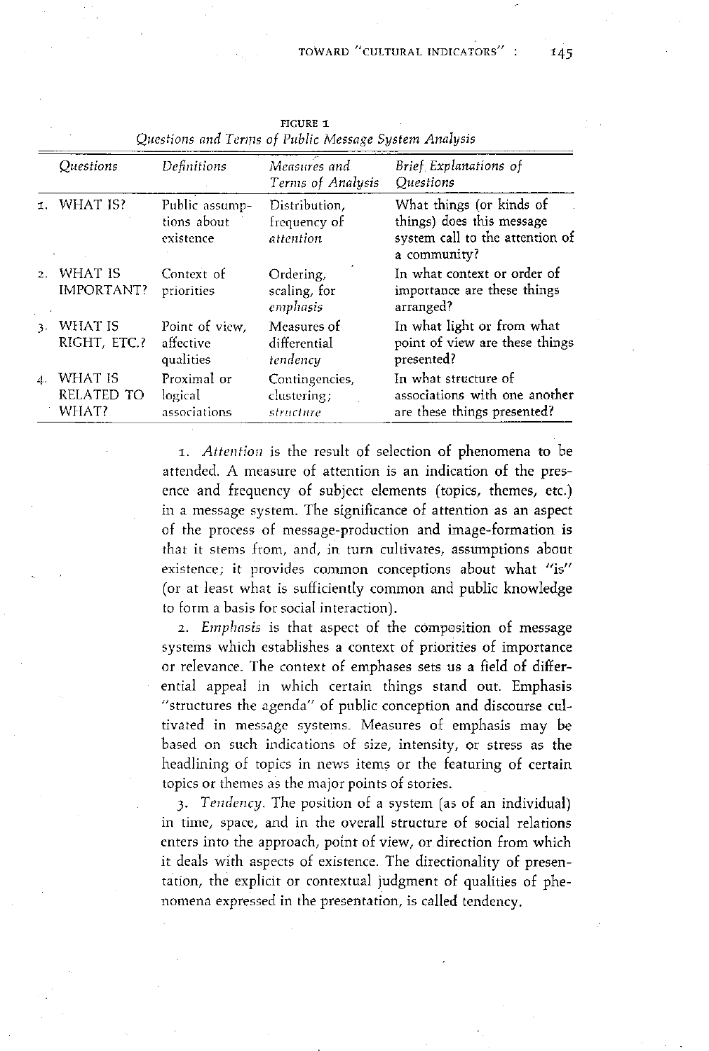FIGURE 1

*Questions and Terms of Public Message System Analysis*

| *Questions* | *Definitions* | *Measures and Terms of Analysis* | *Brief Explanations of Questions* |
|---|---|---|---|
| 1. WHAT IS? | Public assumptions about existence | Distribution, frequency of *attention* | What things (or kinds of things) does this message system call to the attention of a community? |
| 2. WHAT IS IMPORTANT? | Context of priorities | Ordering, scaling, for *emphasis* | In what context or order of importance are these things arranged? |
| 3. WHAT IS RIGHT, ETC.? | Point of view, affective qualities | Measures of differential *tendency* | In what light or from what point of view are these things presented? |
| 4. WHAT IS RELATED TO WHAT? | Proximal or logical associations | Contingencies, clustering; *structure* | In what structure of associations with one another are these things presented? |

1. *Attention* is the result of selection of phenomena to be attended. A measure of attention is an indication of the presence and frequency of subject elements (topics, themes, etc.) in a message system. The significance of attention as an aspect of the process of message-production and image-formation is that it stems from, and, in turn cultivates, assumptions about existence; it provides common conceptions about what "is" (or at least what is sufficiently common and public knowledge to form a basis for social interaction).

2. *Emphasis* is that aspect of the composition of message systems which establishes a context of priorities of importance or relevance. The context of emphases sets us a field of differential appeal in which certain things stand out. Emphasis "structures the agenda" of public conception and discourse cultivated in message systems. Measures of emphasis may be based on such indications of size, intensity, or stress as the headlining of topics in news items or the featuring of certain topics or themes as the major points of stories.

3. *Tendency.* The position of a system (as of an individual) in time, space, and in the overall structure of social relations enters into the approach, point of view, or direction from which it deals with aspects of existence. The directionality of presentation, the explicit or contextual judgment of qualities of phenomena expressed in the presentation, is called tendency.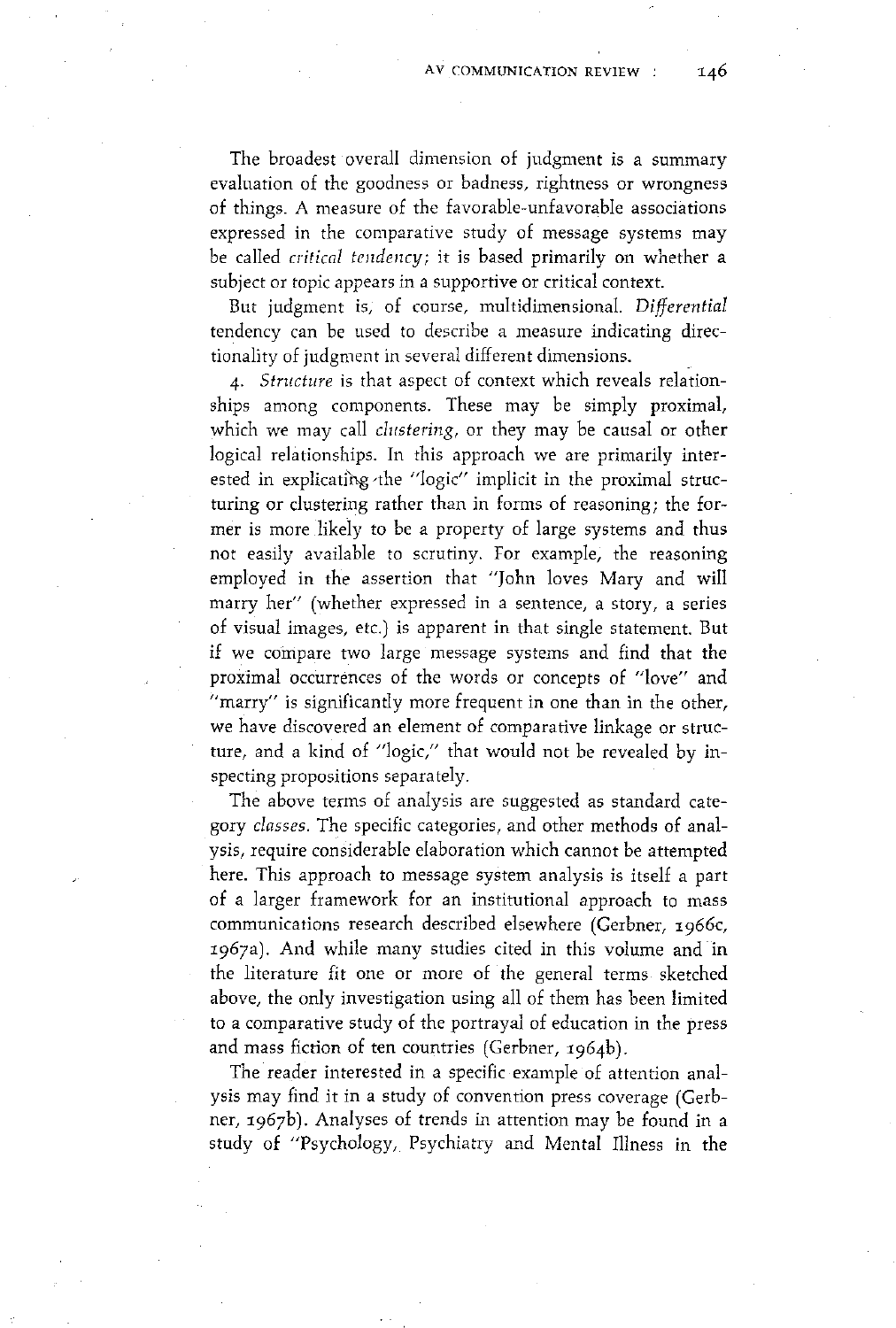The broadest overall dimension of judgment is a summary evaluation of the goodness or badness, rightness or wrongness of things. A measure of the favorable-unfavorable associations expressed in the comparative study of message systems may be called *critical tendency*; it is based primarily on whether a subject or topic appears in a supportive or critical context.

But judgment is, of course, multidimensional. *Differential* tendency can be used to describe a measure indicating directionality of judgment in several different dimensions.

4. *Structure* is that aspect of context which reveals relationships among components. These may be simply proximal, which we may call *clustering*, or they may be causal or other logical relationships. In this approach we are primarily interested in explicating the "logic" implicit in the proximal structuring or clustering rather than in forms of reasoning; the former is more likely to be a property of large systems and thus not easily available to scrutiny. For example, the reasoning employed in the assertion that "John loves Mary and will marry her" (whether expressed in a sentence, a story, a series of visual images, etc.) is apparent in that single statement. But if we compare two large message systems and find that the proximal occurrences of the words or concepts of "love" and "marry" is significantly more frequent in one than in the other, we have discovered an element of comparative linkage or structure, and a kind of "logic," that would not be revealed by inspecting propositions separately.

The above terms of analysis are suggested as standard category *classes*. The specific categories, and other methods of analysis, require considerable elaboration which cannot be attempted here. This approach to message system analysis is itself a part of a larger framework for an institutional approach to mass communications research described elsewhere (Gerbner, 1966c, 1967a). And while many studies cited in this volume and in the literature fit one or more of the general terms sketched above, the only investigation using all of them has been limited to a comparative study of the portrayal of education in the press and mass fiction of ten countries (Gerbner, 1964b).

The reader interested in a specific example of attention analysis may find it in a study of convention press coverage (Gerbner, 1967b). Analyses of trends in attention may be found in a study of "Psychology, Psychiatry and Mental Illness in the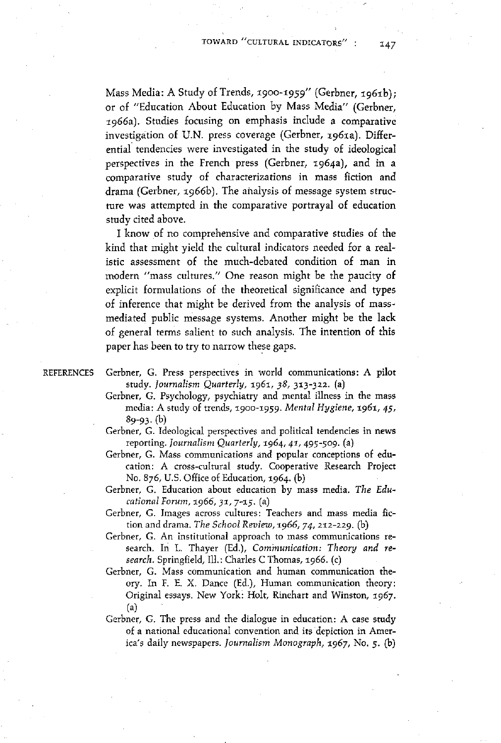Mass Media: A Study of Trends, 1900-1959" (Gerbner, 1961b); or of "Education About Education by Mass Media" (Gerbner, 1966a). Studies focusing on emphasis include a comparative investigation of U.N. press coverage (Gerbner, 1961a). Differential tendencies were investigated in the study of ideological perspectives in the French press (Gerbner, 1964a), and in a comparative study of characterizations in mass fiction and drama (Gerbner, 1966b). The analysis of message system structure was attempted in the comparative portrayal of education study cited above.

I know of no comprehensive and comparative studies of the kind that might yield the cultural indicators needed for a realistic assessment of the much-debated condition of man in modern "mass cultures." One reason might be the paucity of explicit formulations of the theoretical significance and types of inference that might be derived from the analysis of mass-mediated public message systems. Another might be the lack of general terms salient to such analysis. The intention of this paper has been to try to narrow these gaps.

## REFERENCES

Gerbner, G. Press perspectives in world communications: A pilot study. *Journalism Quarterly*, 1961, *38*, 313-322. (a)

Gerbner, G. Psychology, psychiatry and mental illness in the mass media: A study of trends, 1900-1959. *Mental Hygiene*, 1961, *45*, 89-93. (b)

Gerbner, G. Ideological perspectives and political tendencies in news reporting. *Journalism Quarterly*, 1964, *41*, 495-509. (a)

Gerbner, G. Mass communications and popular conceptions of education: A cross-cultural study. Cooperative Research Project No. 876, U.S. Office of Education, 1964. (b)

Gerbner, G. Education about education by mass media. *The Educational Forum*, 1966, *31*, 7-15. (a)

Gerbner, G. Images across cultures: Teachers and mass media fiction and drama. *The School Review*, 1966, *74*, 212-229. (b)

Gerbner, G. An institutional approach to mass communications research. In L. Thayer (Ed.), *Communication: Theory and research*. Springfield, Ill.: Charles C Thomas, 1966. (c)

Gerbner, G. Mass communication and human communication theory. In F. E. X. Dance (Ed.), Human communication theory: Original essays. New York: Holt, Rinehart and Winston, 1967. (a)

Gerbner, G. The press and the dialogue in education: A case study of a national educational convention and its depiction in America's daily newspapers. *Journalism Monograph*, 1967, No. 5. (b)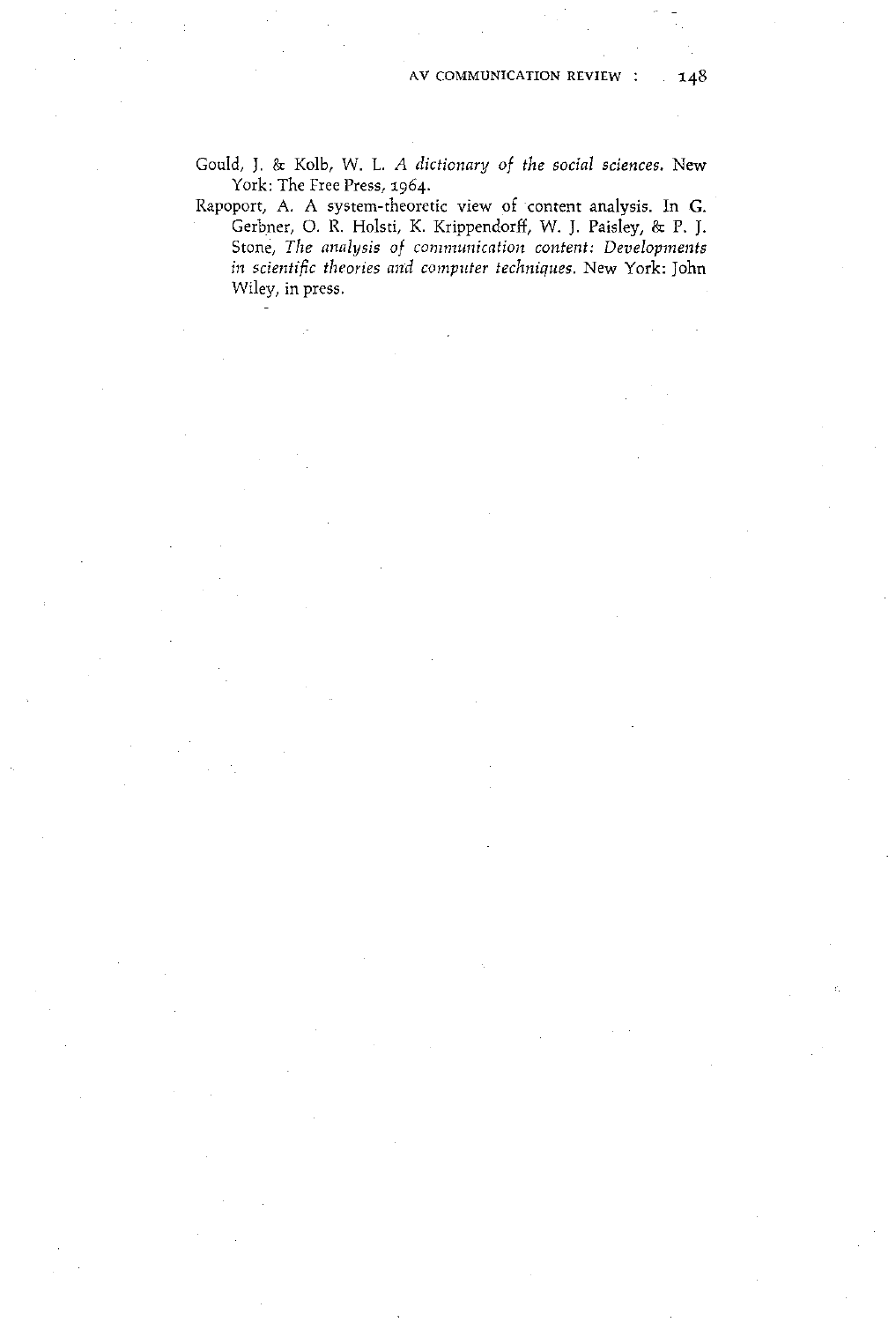Gould, J. & Kolb, W. L. *A dictionary of the social sciences.* New York: The Free Press, 1964.

Rapoport, A. A system-theoretic view of content analysis. In G. Gerbner, O. R. Holsti, K. Krippendorff, W. J. Paisley, & P. J. Stone, *The analysis of communication content: Developments in scientific theories and computer techniques.* New York: John Wiley, in press.